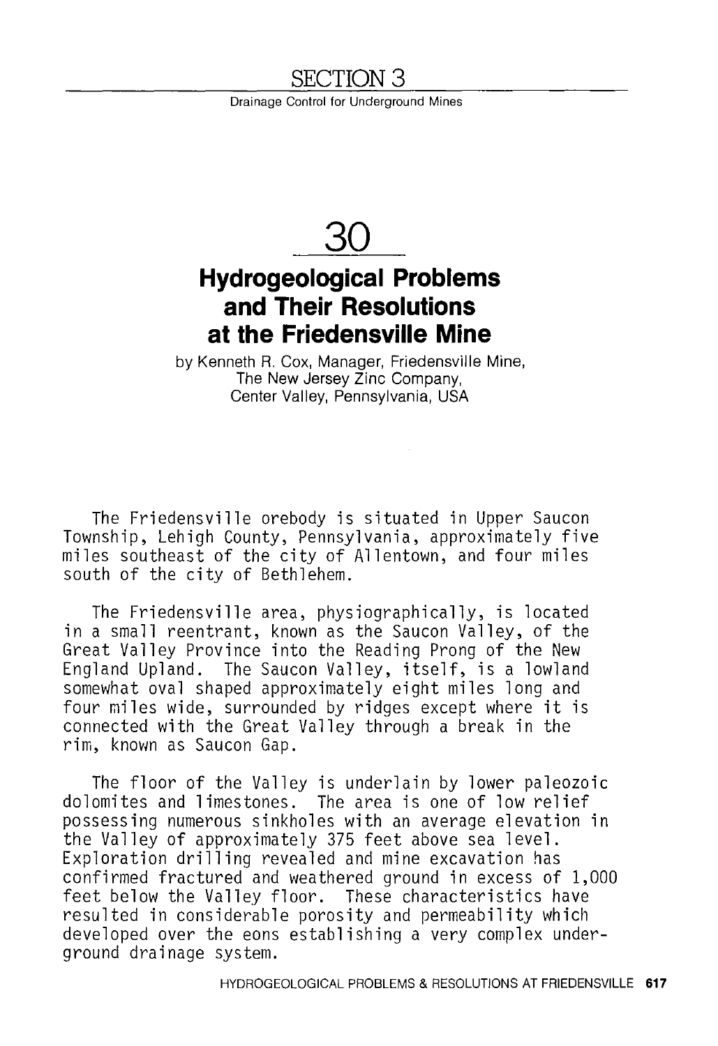# SECTION 3

Drainage Control for Underground Mines

# 30

## Hydrogeological Problems and Their Resolutions at the Friedensville Mine

by Kenneth R. Cox, Manager, Friedensville Mine, The New Jersey Zinc Company, Center Valley, Pennsylvania, USA

The Friedensville orebody is situated in Upper Saucon Township, Lehigh County, Pennsylvania, approximately five miles southeast of the city of Allentown, and four miles south of the city of Bethlehem.

The Friedensville area, physiographically, is located in a small reentrant, known as the Saucon Valley, of the Great Valley Province into the Reading Prong of the New England Upland. The Saucon Valley, itself, is a lowland somewhat oval shaped approximately eight miles long and four miles wide, surrounded by ridges except where it is connected with the Great Valley through a break in the rim, known as Saucon Gap.

The floor of the Valley is underlain by lower paleozoic dolomites and limestones. The area is one of low relief possessing numerous sinkholes with an average elevation in the Valley of approximately 375 feet above sea level. Exploration drilling revealed and mine excavation has confirmed fractured and weathered ground in excess of 1,000 feet below the Valley floor. These characteristics have resulted in considerable porosity and permeability which developed over the eons establishing a very complex underground drainage system.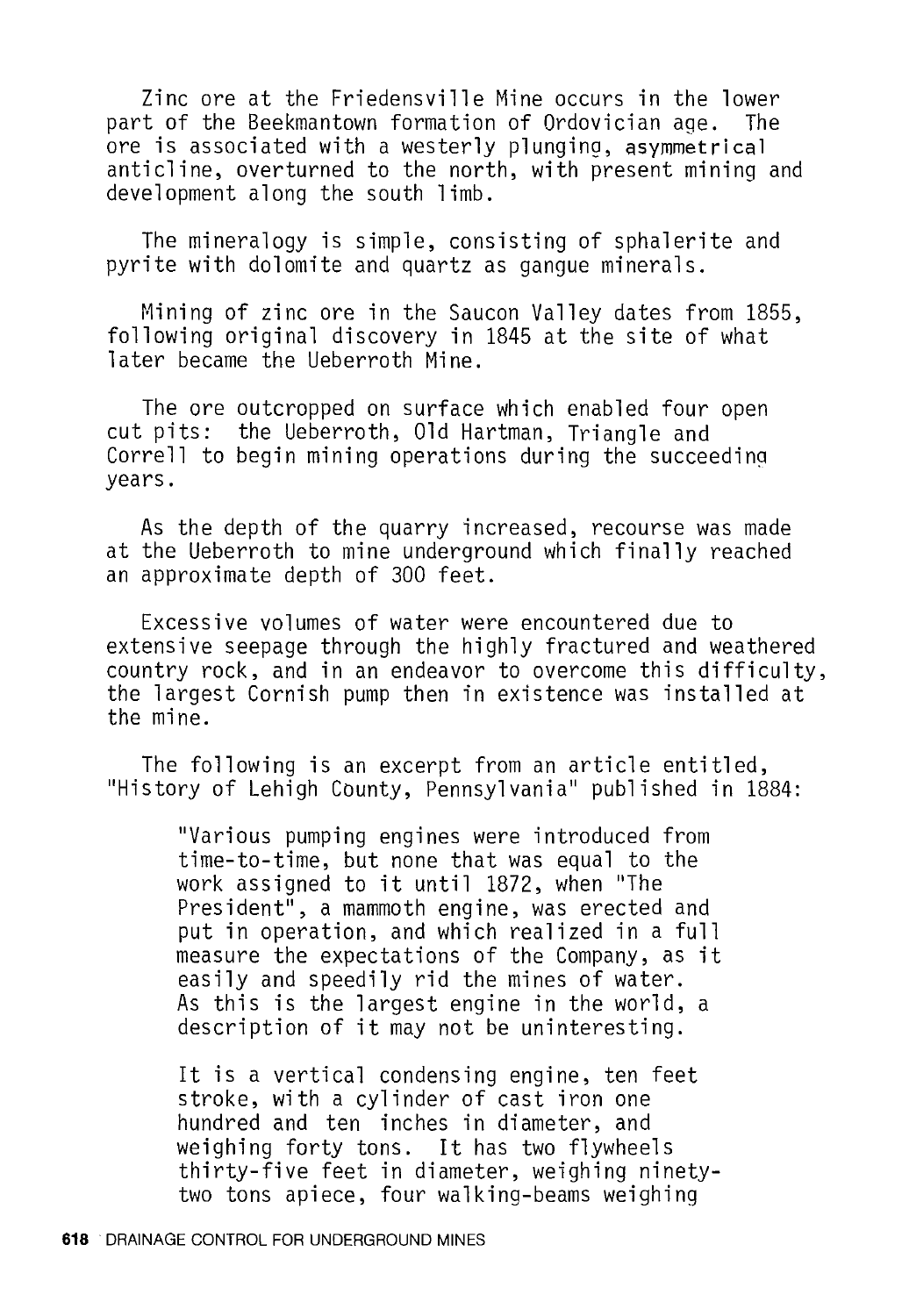Zinc ore at the Friedensville Mine occurs in the lower part of the Beekmantown formation of Ordovician age. The ore is associated with a westerly plunging, asymmetrical anticline, overturned to the north, with present mining and development along the south limb.

The mineralogy is simple, consisting of sphalerite and pyrite with dolomite and quartz as gangue minerals.

Mining of zinc ore in the Saucon Valley dates from 1855, following original discovery in 1845 at the site of what later became the Ueberroth Mine.

The ore outcropped on surface which enabled four open cut pits: the Ueberroth, Old Hartman, Triangle and Correll to begin mining operations during the succeeding years.

As the depth of the quarry increased, recourse was made at the Ueberroth to mine underground which finally reached an approximate depth of 300 feet.

Excessive volumes of water were encountered due to extensive seepage through the highly fractured and weathered country rock, and in an endeavor to overcome this difficulty, the largest Cornish pump then in existence was installed at the mine.

The following is an excerpt from an article entitled, "History of Lehigh County, Pennsylvania" published in 1884:

> "Various pumping engines were introduced from time-to-time, but none that was equal to the work assigned to it until 1872, when "The President", a mammoth engine, was erected and put in operation, and which realized in a full measure the expectations of the Company, as it easily and speedily rid the mines of water. As this is the largest engine in the world, a description of it may not be uninteresting.
>
> It is a vertical condensing engine, ten feet stroke, with a cylinder of cast iron one hundred and ten inches in diameter, and weighing forty tons. It has two flywheels thirty-five feet in diameter, weighing ninety-two tons apiece, four walking-beams weighing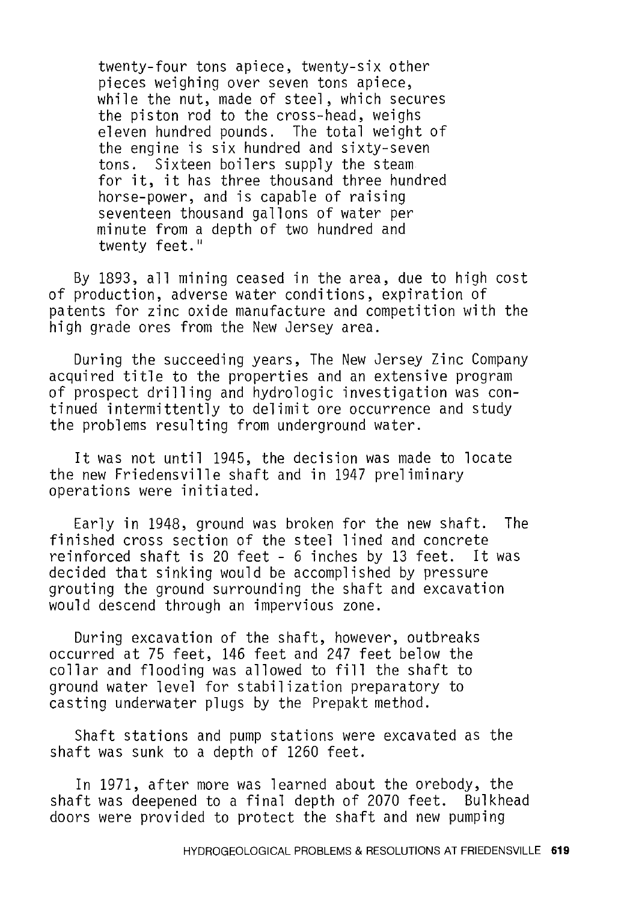twenty-four tons apiece, twenty-six other pieces weighing over seven tons apiece, while the nut, made of steel, which secures the piston rod to the cross-head, weighs eleven hundred pounds. The total weight of the engine is six hundred and sixty-seven tons. Sixteen boilers supply the steam for it, it has three thousand three hundred horse-power, and is capable of raising seventeen thousand gallons of water per minute from a depth of two hundred and twenty feet."

By 1893, all mining ceased in the area, due to high cost of production, adverse water conditions, expiration of patents for zinc oxide manufacture and competition with the high grade ores from the New Jersey area.

During the succeeding years, The New Jersey Zinc Company acquired title to the properties and an extensive program of prospect drilling and hydrologic investigation was continued intermittently to delimit ore occurrence and study the problems resulting from underground water.

It was not until 1945, the decision was made to locate the new Friedensville shaft and in 1947 preliminary operations were initiated.

Early in 1948, ground was broken for the new shaft. The finished cross section of the steel lined and concrete reinforced shaft is 20 feet - 6 inches by 13 feet. It was decided that sinking would be accomplished by pressure grouting the ground surrounding the shaft and excavation would descend through an impervious zone.

During excavation of the shaft, however, outbreaks occurred at 75 feet, 146 feet and 247 feet below the collar and flooding was allowed to fill the shaft to ground water level for stabilization preparatory to casting underwater plugs by the Prepakt method.

Shaft stations and pump stations were excavated as the shaft was sunk to a depth of 1260 feet.

In 1971, after more was learned about the orebody, the shaft was deepened to a final depth of 2070 feet. Bulkhead doors were provided to protect the shaft and new pumping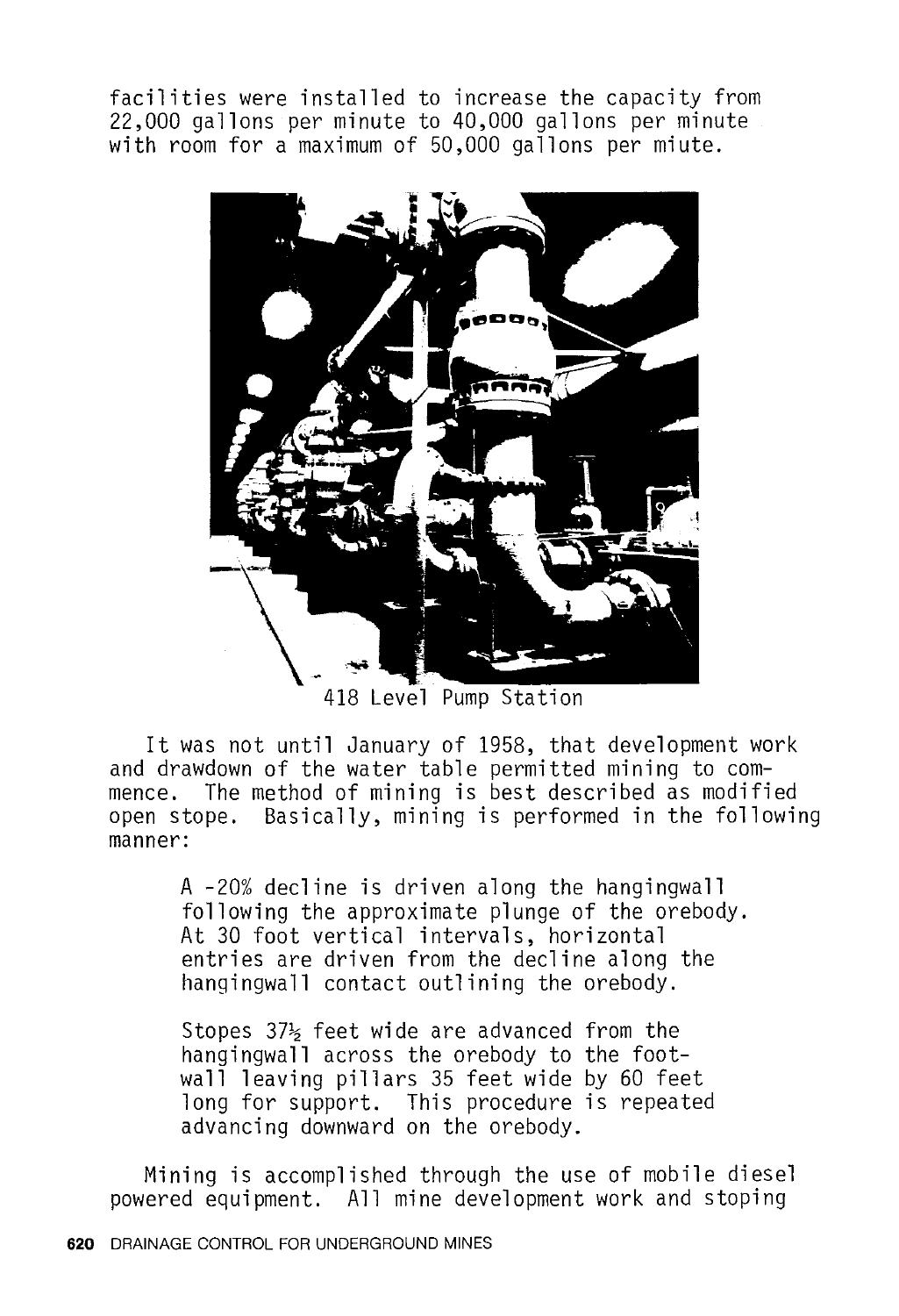facilities were installed to increase the capacity from 22,000 gallons per minute to 40,000 gallons per minute with room for a maximum of 50,000 gallons per miute.

418 Level Pump Station

It was not until January of 1958, that development work and drawdown of the water table permitted mining to commence. The method of mining is best described as modified open stope. Basically, mining is performed in the following manner:

> A -20% decline is driven along the hangingwall following the approximate plunge of the orebody. At 30 foot vertical intervals, horizontal entries are driven from the decline along the hangingwall contact outlining the orebody.
>
> Stopes 37½ feet wide are advanced from the hangingwall across the orebody to the footwall leaving pillars 35 feet wide by 60 feet long for support. This procedure is repeated advancing downward on the orebody.

Mining is accomplished through the use of mobile diesel powered equipment. All mine development work and stoping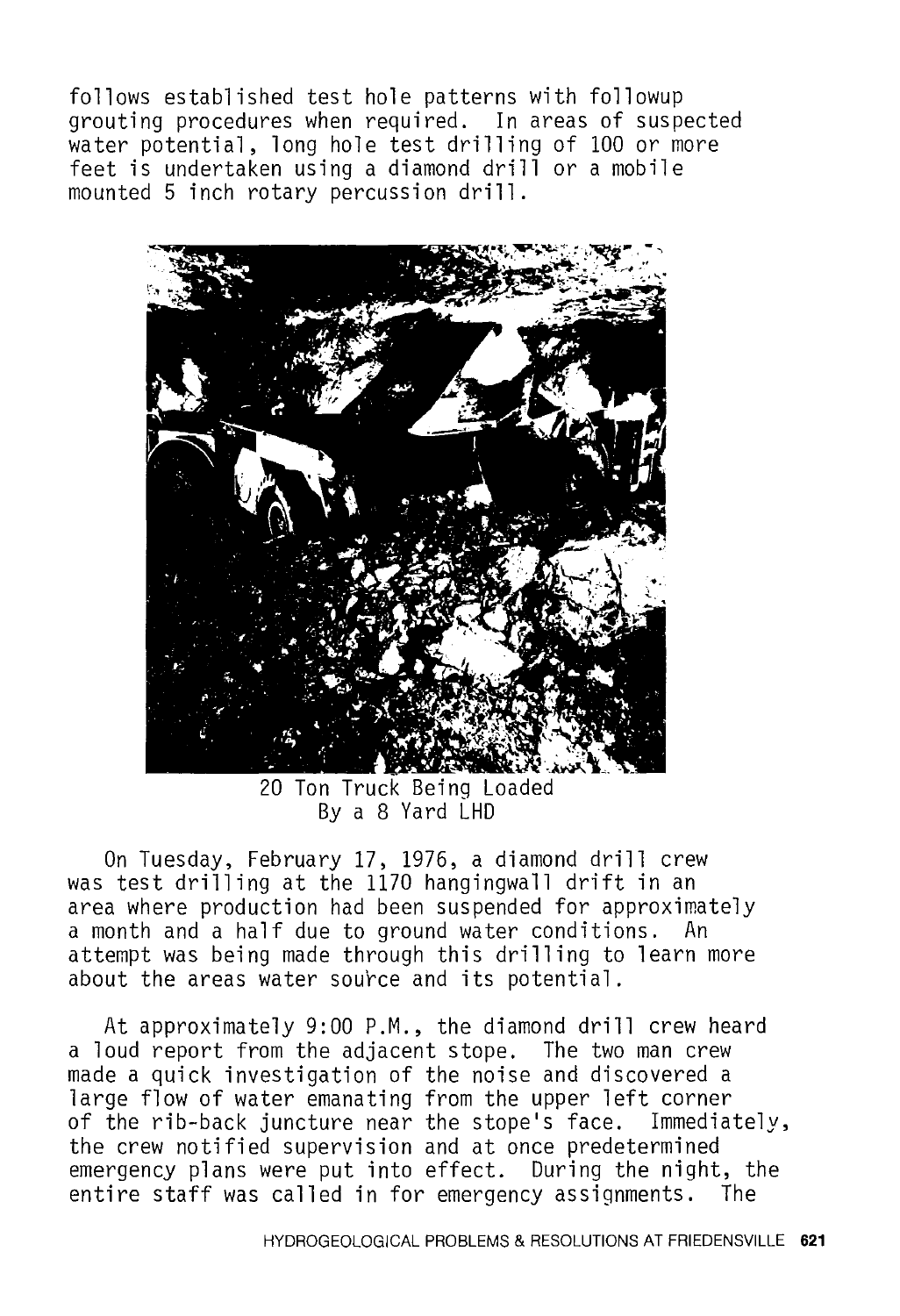follows established test hole patterns with followup grouting procedures when required. In areas of suspected water potential, long hole test drilling of 100 or more feet is undertaken using a diamond drill or a mobile mounted 5 inch rotary percussion drill.

20 Ton Truck Being Loaded
By a 8 Yard LHD

On Tuesday, February 17, 1976, a diamond drill crew was test drilling at the 1170 hangingwall drift in an area where production had been suspended for approximately a month and a half due to ground water conditions. An attempt was being made through this drilling to learn more about the areas water source and its potential.

At approximately 9:00 P.M., the diamond drill crew heard a loud report from the adjacent stope. The two man crew made a quick investigation of the noise and discovered a large flow of water emanating from the upper left corner of the rib-back juncture near the stope's face. Immediately, the crew notified supervision and at once predetermined emergency plans were put into effect. During the night, the entire staff was called in for emergency assignments. The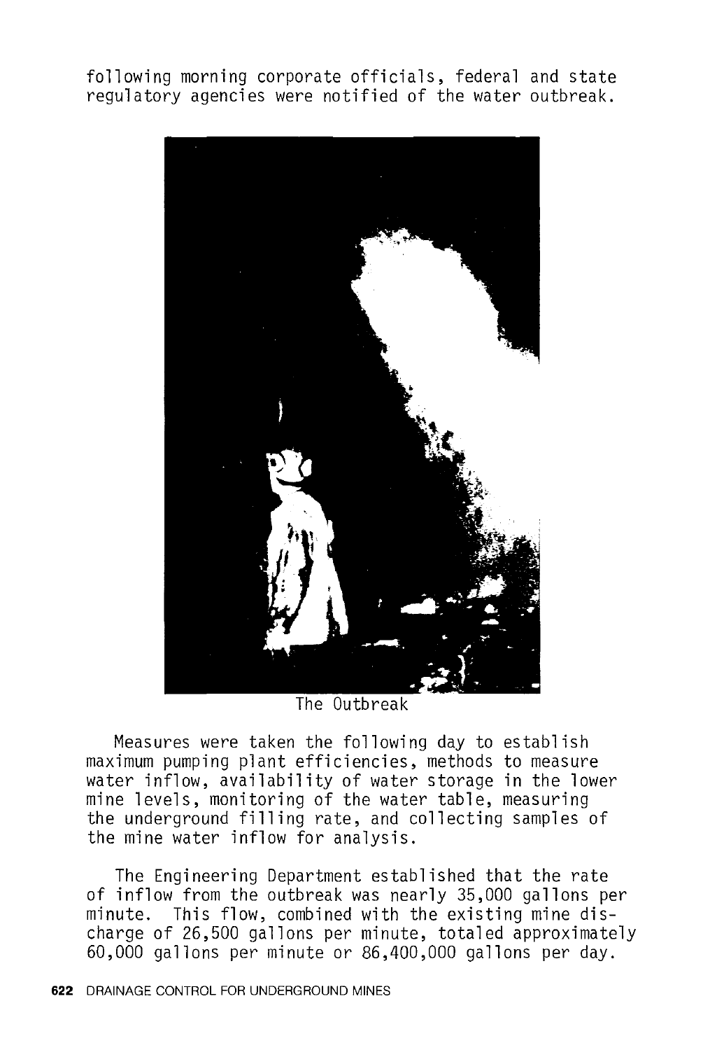following morning corporate officials, federal and state regulatory agencies were notified of the water outbreak.

The Outbreak

Measures were taken the following day to establish maximum pumping plant efficiencies, methods to measure water inflow, availability of water storage in the lower mine levels, monitoring of the water table, measuring the underground filling rate, and collecting samples of the mine water inflow for analysis.

The Engineering Department established that the rate of inflow from the outbreak was nearly 35,000 gallons per minute. This flow, combined with the existing mine discharge of 26,500 gallons per minute, totaled approximately 60,000 gallons per minute or 86,400,000 gallons per day.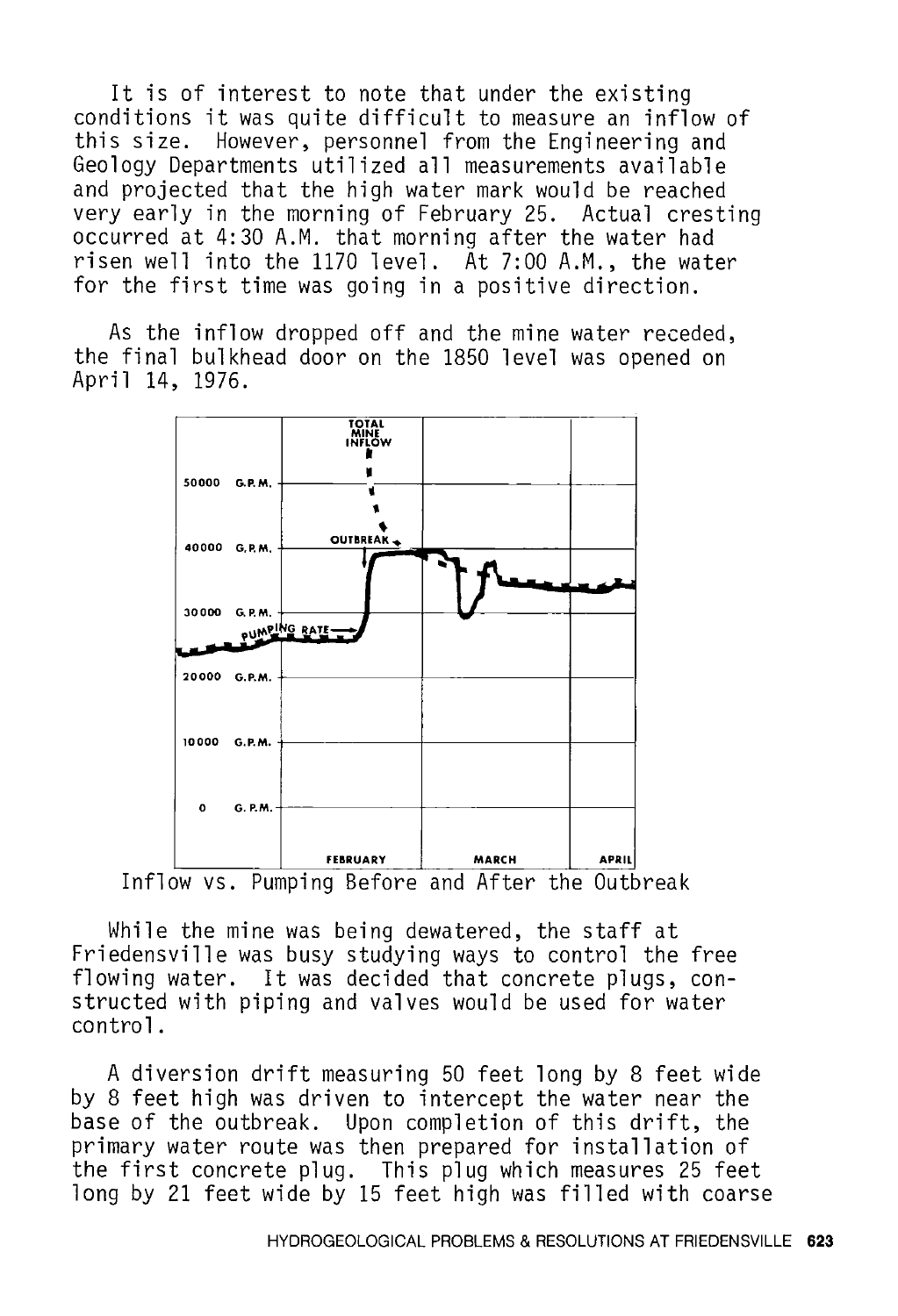It is of interest to note that under the existing conditions it was quite difficult to measure an inflow of this size. However, personnel from the Engineering and Geology Departments utilized all measurements available and projected that the high water mark would be reached very early in the morning of February 25. Actual cresting occurred at 4:30 A.M. that morning after the water had risen well into the 1170 level. At 7:00 A.M., the water for the first time was going in a positive direction.

As the inflow dropped off and the mine water receded, the final bulkhead door on the 1850 level was opened on April 14, 1976.

Inflow vs. Pumping Before and After the Outbreak

While the mine was being dewatered, the staff at Friedensville was busy studying ways to control the free flowing water. It was decided that concrete plugs, constructed with piping and valves would be used for water control.

A diversion drift measuring 50 feet long by 8 feet wide by 8 feet high was driven to intercept the water near the base of the outbreak. Upon completion of this drift, the primary water route was then prepared for installation of the first concrete plug. This plug which measures 25 feet long by 21 feet wide by 15 feet high was filled with coarse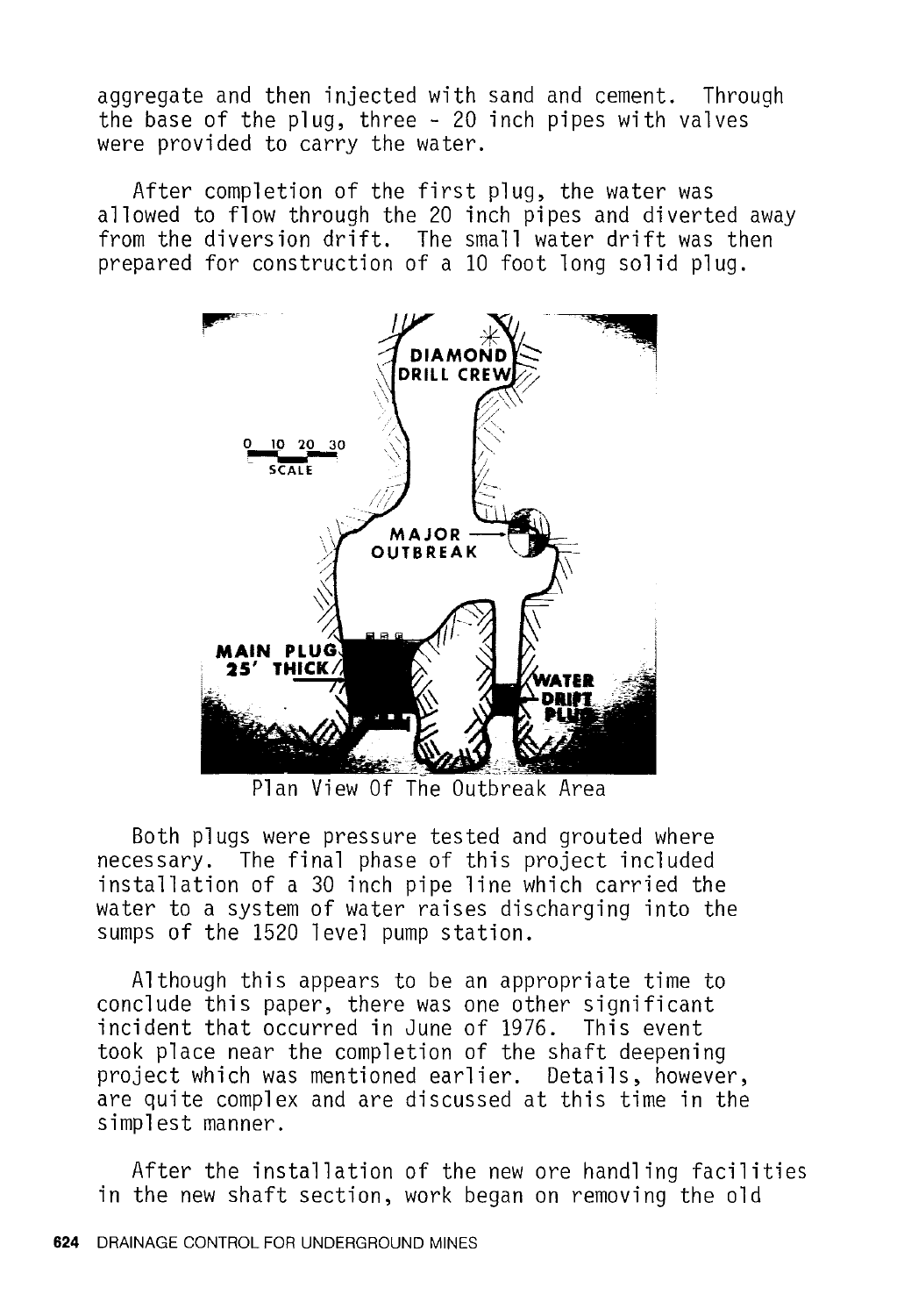aggregate and then injected with sand and cement. Through the base of the plug, three - 20 inch pipes with valves were provided to carry the water.

After completion of the first plug, the water was allowed to flow through the 20 inch pipes and diverted away from the diversion drift. The small water drift was then prepared for construction of a 10 foot long solid plug.

Plan View Of The Outbreak Area

Both plugs were pressure tested and grouted where necessary. The final phase of this project included installation of a 30 inch pipe line which carried the water to a system of water raises discharging into the sumps of the 1520 level pump station.

Although this appears to be an appropriate time to conclude this paper, there was one other significant incident that occurred in June of 1976. This event took place near the completion of the shaft deepening project which was mentioned earlier. Details, however, are quite complex and are discussed at this time in the simplest manner.

After the installation of the new ore handling facilities in the new shaft section, work began on removing the old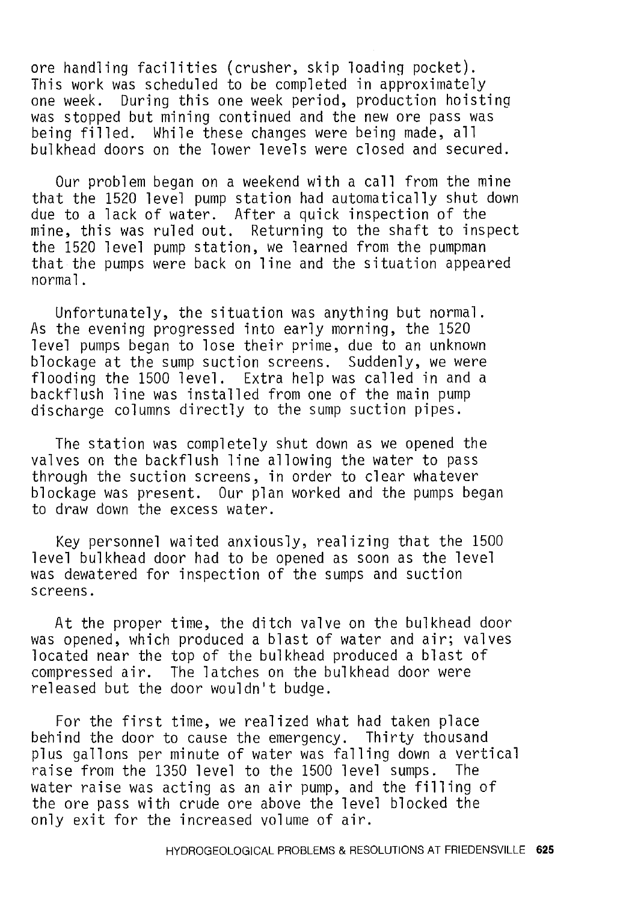ore handling facilities (crusher, skip loading pocket). This work was scheduled to be completed in approximately one week. During this one week period, production hoisting was stopped but mining continued and the new ore pass was being filled. While these changes were being made, all bulkhead doors on the lower levels were closed and secured.

Our problem began on a weekend with a call from the mine that the 1520 level pump station had automatically shut down due to a lack of water. After a quick inspection of the mine, this was ruled out. Returning to the shaft to inspect the 1520 level pump station, we learned from the pumpman that the pumps were back on line and the situation appeared normal.

Unfortunately, the situation was anything but normal. As the evening progressed into early morning, the 1520 level pumps began to lose their prime, due to an unknown blockage at the sump suction screens. Suddenly, we were flooding the 1500 level. Extra help was called in and a backflush line was installed from one of the main pump discharge columns directly to the sump suction pipes.

The station was completely shut down as we opened the valves on the backflush line allowing the water to pass through the suction screens, in order to clear whatever blockage was present. Our plan worked and the pumps began to draw down the excess water.

Key personnel waited anxiously, realizing that the 1500 level bulkhead door had to be opened as soon as the level was dewatered for inspection of the sumps and suction screens.

At the proper time, the ditch valve on the bulkhead door was opened, which produced a blast of water and air; valves located near the top of the bulkhead produced a blast of compressed air. The latches on the bulkhead door were released but the door wouldn't budge.

For the first time, we realized what had taken place behind the door to cause the emergency. Thirty thousand plus gallons per minute of water was falling down a vertical raise from the 1350 level to the 1500 level sumps. The water raise was acting as an air pump, and the filling of the ore pass with crude ore above the level blocked the only exit for the increased volume of air.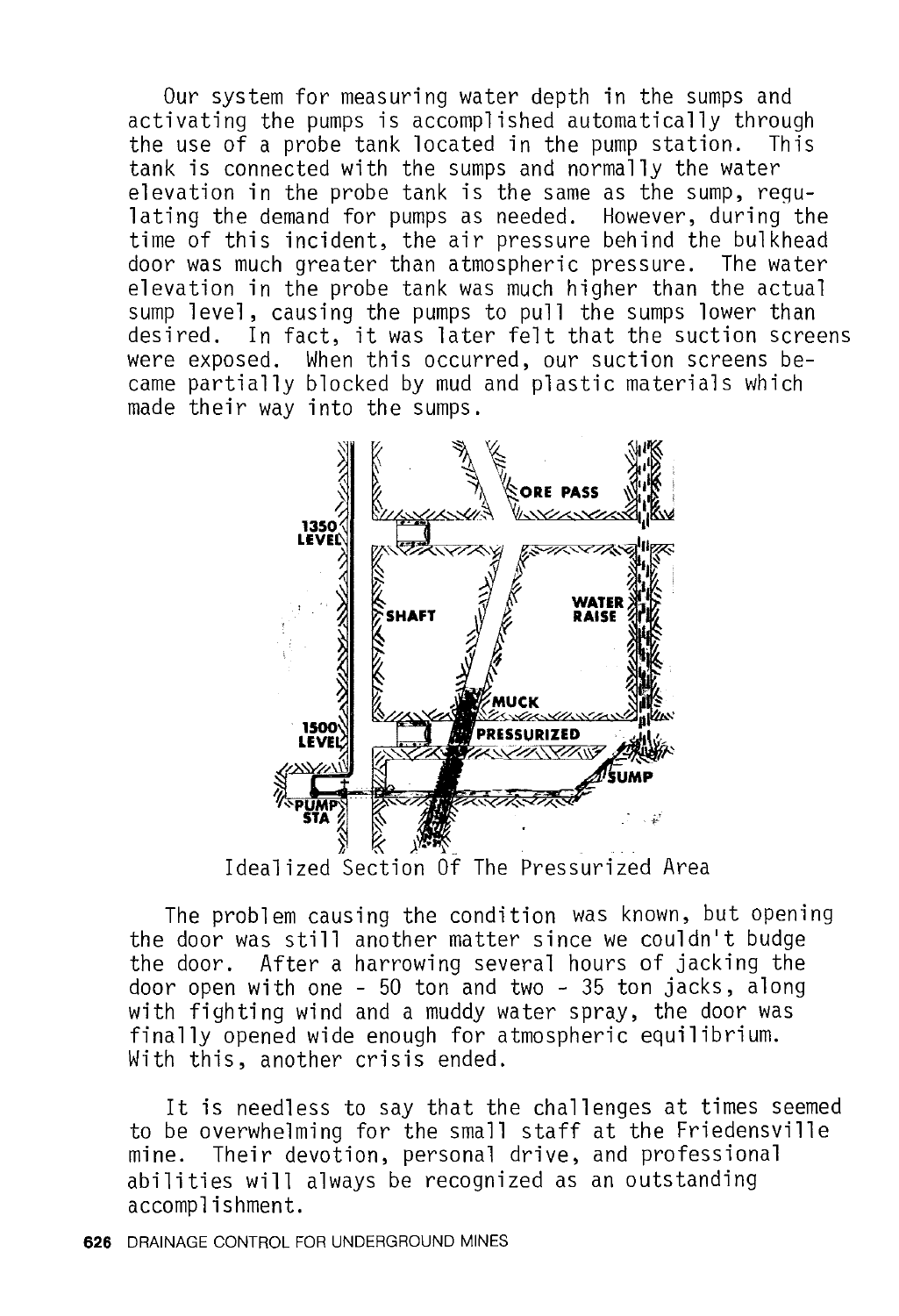Our system for measuring water depth in the sumps and activating the pumps is accomplished automatically through the use of a probe tank located in the pump station. This tank is connected with the sumps and normally the water elevation in the probe tank is the same as the sump, regulating the demand for pumps as needed. However, during the time of this incident, the air pressure behind the bulkhead door was much greater than atmospheric pressure. The water elevation in the probe tank was much higher than the actual sump level, causing the pumps to pull the sumps lower than desired. In fact, it was later felt that the suction screens were exposed. When this occurred, our suction screens became partially blocked by mud and plastic materials which made their way into the sumps.

ORE PASS

1350 LEVEL

SHAFT

WATER RAISE

MUCK

1500 LEVEL

PRESSURIZED

SUMP

PUMP STA

Idealized Section Of The Pressurized Area

The problem causing the condition was known, but opening the door was still another matter since we couldn't budge the door. After a harrowing several hours of jacking the door open with one - 50 ton and two - 35 ton jacks, along with fighting wind and a muddy water spray, the door was finally opened wide enough for atmospheric equilibrium. With this, another crisis ended.

It is needless to say that the challenges at times seemed to be overwhelming for the small staff at the Friedensville mine. Their devotion, personal drive, and professional abilities will always be recognized as an outstanding accomplishment.